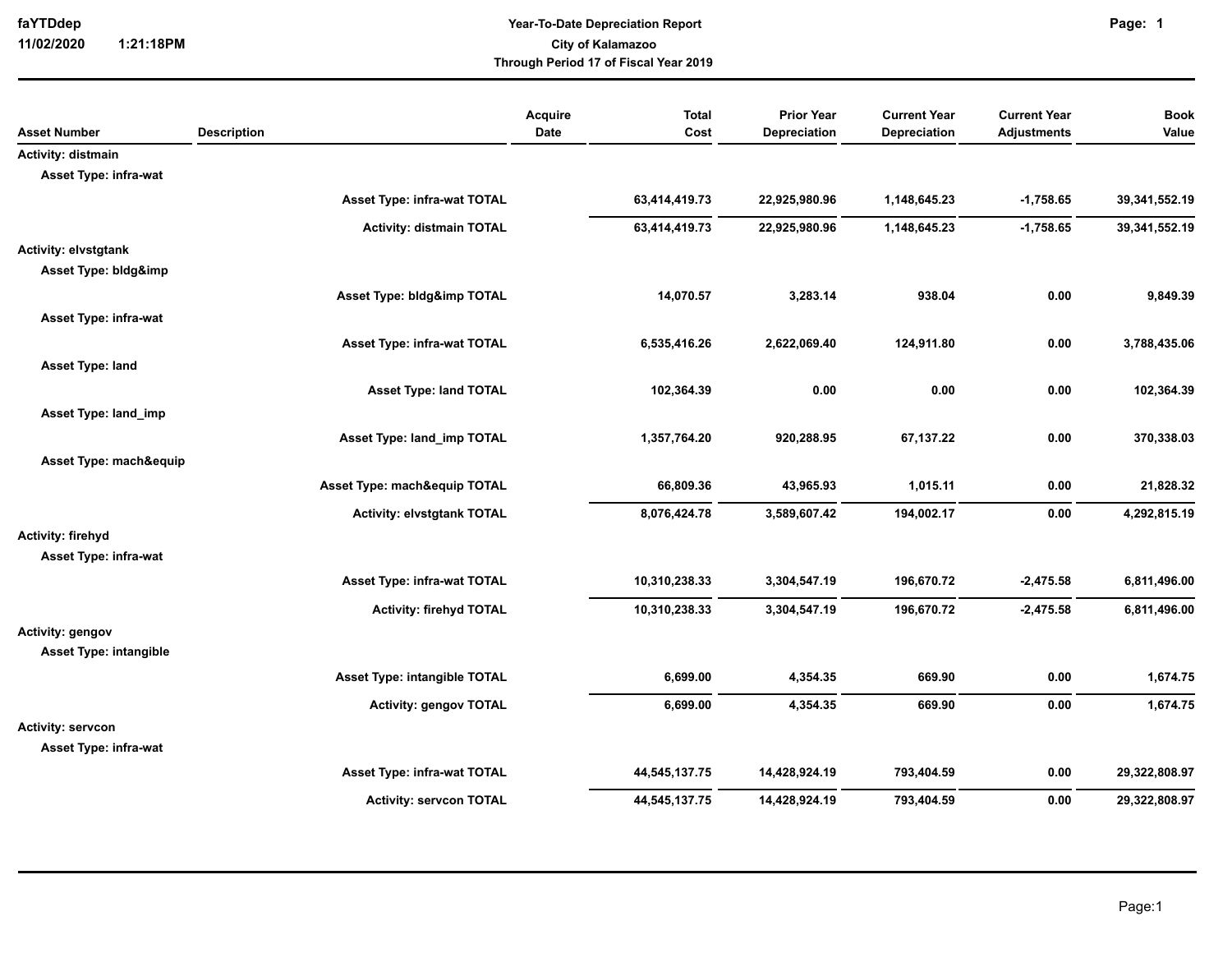faYTDdep
11/02/2020 1:21:18PM

**Year-To-Date Depreciation Report**
**City of Kalamazoo**
**Through Period 17 of Fiscal Year 2019**

| Asset Number | Description | Acquire Date | Total Cost | Prior Year Depreciation | Current Year Depreciation | Current Year Adjustments | Book Value |
|---|---|---|---|---|---|---|---|
| **Activity: distmain** | | | | | | | |
| **Asset Type: infra-wat** | | | | | | | |
| | **Asset Type: infra-wat TOTAL** | | **63,414,419.73** | **22,925,980.96** | **1,148,645.23** | **-1,758.65** | **39,341,552.19** |
| | **Activity: distmain TOTAL** | | **63,414,419.73** | **22,925,980.96** | **1,148,645.23** | **-1,758.65** | **39,341,552.19** |
| **Activity: elvstgtank** | | | | | | | |
| **Asset Type: bldg&imp** | | | | | | | |
| | **Asset Type: bldg&imp TOTAL** | | **14,070.57** | **3,283.14** | **938.04** | **0.00** | **9,849.39** |
| **Asset Type: infra-wat** | | | | | | | |
| | **Asset Type: infra-wat TOTAL** | | **6,535,416.26** | **2,622,069.40** | **124,911.80** | **0.00** | **3,788,435.06** |
| **Asset Type: land** | | | | | | | |
| | **Asset Type: land TOTAL** | | **102,364.39** | **0.00** | **0.00** | **0.00** | **102,364.39** |
| **Asset Type: land_imp** | | | | | | | |
| | **Asset Type: land_imp TOTAL** | | **1,357,764.20** | **920,288.95** | **67,137.22** | **0.00** | **370,338.03** |
| **Asset Type: mach&equip** | | | | | | | |
| | **Asset Type: mach&equip TOTAL** | | **66,809.36** | **43,965.93** | **1,015.11** | **0.00** | **21,828.32** |
| | **Activity: elvstgtank TOTAL** | | **8,076,424.78** | **3,589,607.42** | **194,002.17** | **0.00** | **4,292,815.19** |
| **Activity: firehyd** | | | | | | | |
| **Asset Type: infra-wat** | | | | | | | |
| | **Asset Type: infra-wat TOTAL** | | **10,310,238.33** | **3,304,547.19** | **196,670.72** | **-2,475.58** | **6,811,496.00** |
| | **Activity: firehyd TOTAL** | | **10,310,238.33** | **3,304,547.19** | **196,670.72** | **-2,475.58** | **6,811,496.00** |
| **Activity: gengov** | | | | | | | |
| **Asset Type: intangible** | | | | | | | |
| | **Asset Type: intangible TOTAL** | | **6,699.00** | **4,354.35** | **669.90** | **0.00** | **1,674.75** |
| | **Activity: gengov TOTAL** | | **6,699.00** | **4,354.35** | **669.90** | **0.00** | **1,674.75** |
| **Activity: servcon** | | | | | | | |
| **Asset Type: infra-wat** | | | | | | | |
| | **Asset Type: infra-wat TOTAL** | | **44,545,137.75** | **14,428,924.19** | **793,404.59** | **0.00** | **29,322,808.97** |
| | **Activity: servcon TOTAL** | | **44,545,137.75** | **14,428,924.19** | **793,404.59** | **0.00** | **29,322,808.97** |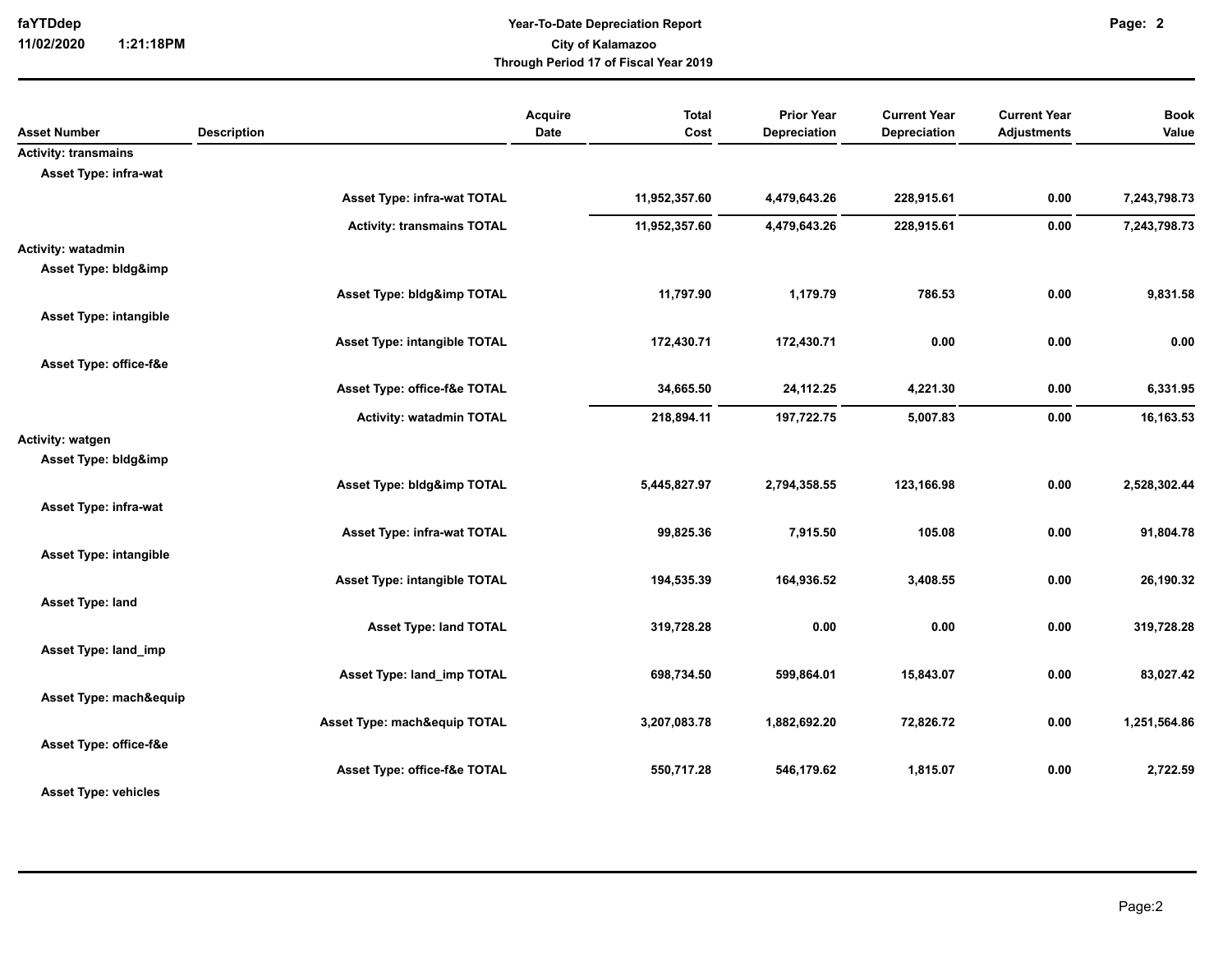# Year-To-Date Depreciation Report

City of Kalamazoo

Through Period 17 of Fiscal Year 2019

| Asset Number | Description | Acquire Date | Total Cost | Prior Year Depreciation | Current Year Depreciation | Current Year Adjustments | Book Value |
|---|---|---|---|---|---|---|---|
| **Activity: transmains** | | | | | | | |
| **Asset Type: infra-wat** | | | | | | | |
| | **Asset Type: infra-wat TOTAL** | | **11,952,357.60** | **4,479,643.26** | **228,915.61** | **0.00** | **7,243,798.73** |
| | **Activity: transmains TOTAL** | | **11,952,357.60** | **4,479,643.26** | **228,915.61** | **0.00** | **7,243,798.73** |
| **Activity: watadmin** | | | | | | | |
| **Asset Type: bldg&imp** | | | | | | | |
| | **Asset Type: bldg&imp TOTAL** | | **11,797.90** | **1,179.79** | **786.53** | **0.00** | **9,831.58** |
| **Asset Type: intangible** | | | | | | | |
| | **Asset Type: intangible TOTAL** | | **172,430.71** | **172,430.71** | **0.00** | **0.00** | **0.00** |
| **Asset Type: office-f&e** | | | | | | | |
| | **Asset Type: office-f&e TOTAL** | | **34,665.50** | **24,112.25** | **4,221.30** | **0.00** | **6,331.95** |
| | **Activity: watadmin TOTAL** | | **218,894.11** | **197,722.75** | **5,007.83** | **0.00** | **16,163.53** |
| **Activity: watgen** | | | | | | | |
| **Asset Type: bldg&imp** | | | | | | | |
| | **Asset Type: bldg&imp TOTAL** | | **5,445,827.97** | **2,794,358.55** | **123,166.98** | **0.00** | **2,528,302.44** |
| **Asset Type: infra-wat** | | | | | | | |
| | **Asset Type: infra-wat TOTAL** | | **99,825.36** | **7,915.50** | **105.08** | **0.00** | **91,804.78** |
| **Asset Type: intangible** | | | | | | | |
| | **Asset Type: intangible TOTAL** | | **194,535.39** | **164,936.52** | **3,408.55** | **0.00** | **26,190.32** |
| **Asset Type: land** | | | | | | | |
| | **Asset Type: land TOTAL** | | **319,728.28** | **0.00** | **0.00** | **0.00** | **319,728.28** |
| **Asset Type: land_imp** | | | | | | | |
| | **Asset Type: land_imp TOTAL** | | **698,734.50** | **599,864.01** | **15,843.07** | **0.00** | **83,027.42** |
| **Asset Type: mach&equip** | | | | | | | |
| | **Asset Type: mach&equip TOTAL** | | **3,207,083.78** | **1,882,692.20** | **72,826.72** | **0.00** | **1,251,564.86** |
| **Asset Type: office-f&e** | | | | | | | |
| | **Asset Type: office-f&e TOTAL** | | **550,717.28** | **546,179.62** | **1,815.07** | **0.00** | **2,722.59** |
| **Asset Type: vehicles** | | | | | | | |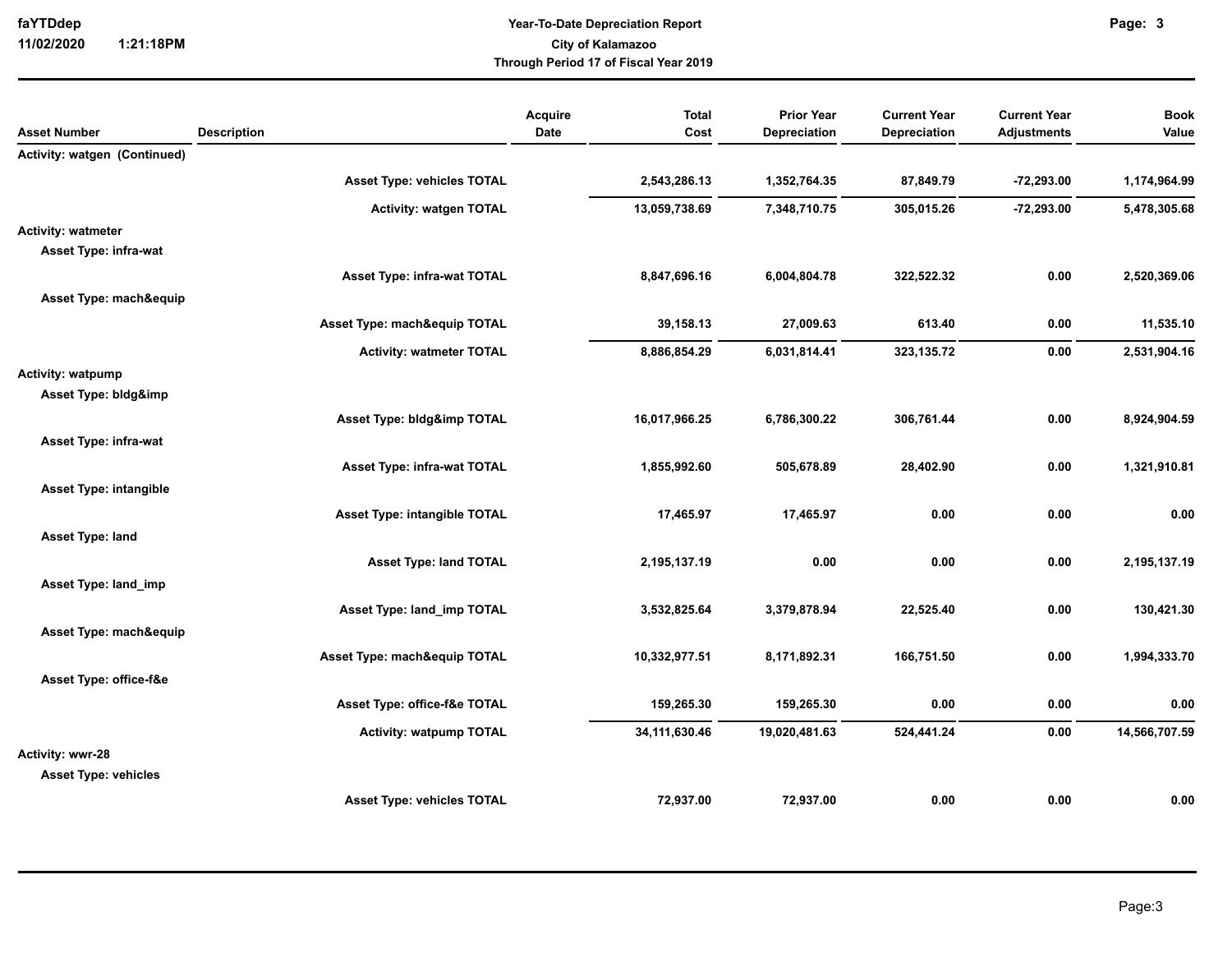| Asset Number | Description | Acquire Date | Total Cost | Prior Year Depreciation | Current Year Depreciation | Current Year Adjustments | Book Value |
|---|---|---|---|---|---|---|---|
| **Activity: watgen (Continued)** | | | | | | | |
| | **Asset Type: vehicles TOTAL** | | **2,543,286.13** | **1,352,764.35** | **87,849.79** | **-72,293.00** | **1,174,964.99** |
| | **Activity: watgen TOTAL** | | **13,059,738.69** | **7,348,710.75** | **305,015.26** | **-72,293.00** | **5,478,305.68** |
| **Activity: watmeter** | | | | | | | |
| **Asset Type: infra-wat** | | | | | | | |
| | **Asset Type: infra-wat TOTAL** | | **8,847,696.16** | **6,004,804.78** | **322,522.32** | **0.00** | **2,520,369.06** |
| **Asset Type: mach&equip** | | | | | | | |
| | **Asset Type: mach&equip TOTAL** | | **39,158.13** | **27,009.63** | **613.40** | **0.00** | **11,535.10** |
| | **Activity: watmeter TOTAL** | | **8,886,854.29** | **6,031,814.41** | **323,135.72** | **0.00** | **2,531,904.16** |
| **Activity: watpump** | | | | | | | |
| **Asset Type: bldg&imp** | | | | | | | |
| | **Asset Type: bldg&imp TOTAL** | | **16,017,966.25** | **6,786,300.22** | **306,761.44** | **0.00** | **8,924,904.59** |
| **Asset Type: infra-wat** | | | | | | | |
| | **Asset Type: infra-wat TOTAL** | | **1,855,992.60** | **505,678.89** | **28,402.90** | **0.00** | **1,321,910.81** |
| **Asset Type: intangible** | | | | | | | |
| | **Asset Type: intangible TOTAL** | | **17,465.97** | **17,465.97** | **0.00** | **0.00** | **0.00** |
| **Asset Type: land** | | | | | | | |
| | **Asset Type: land TOTAL** | | **2,195,137.19** | **0.00** | **0.00** | **0.00** | **2,195,137.19** |
| **Asset Type: land_imp** | | | | | | | |
| | **Asset Type: land_imp TOTAL** | | **3,532,825.64** | **3,379,878.94** | **22,525.40** | **0.00** | **130,421.30** |
| **Asset Type: mach&equip** | | | | | | | |
| | **Asset Type: mach&equip TOTAL** | | **10,332,977.51** | **8,171,892.31** | **166,751.50** | **0.00** | **1,994,333.70** |
| **Asset Type: office-f&e** | | | | | | | |
| | **Asset Type: office-f&e TOTAL** | | **159,265.30** | **159,265.30** | **0.00** | **0.00** | **0.00** |
| | **Activity: watpump TOTAL** | | **34,111,630.46** | **19,020,481.63** | **524,441.24** | **0.00** | **14,566,707.59** |
| **Activity: wwr-28** | | | | | | | |
| **Asset Type: vehicles** | | | | | | | |
| | **Asset Type: vehicles TOTAL** | | **72,937.00** | **72,937.00** | **0.00** | **0.00** | **0.00** |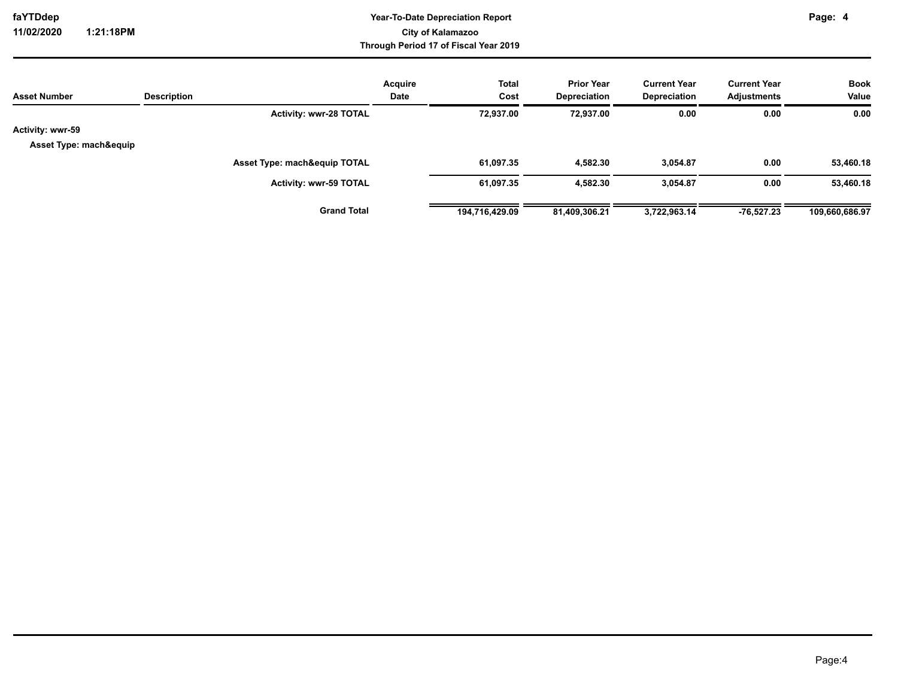| Asset Number | Description | Acquire Date | Total Cost | Prior Year Depreciation | Current Year Depreciation | Current Year Adjustments | Book Value |
|---|---|---|---|---|---|---|---|
| | **Activity: wwr-28 TOTAL** | | **72,937.00** | **72,937.00** | **0.00** | **0.00** | **0.00** |
| **Activity: wwr-59** | | | | | | | |
| **Asset Type: mach&equip** | | | | | | | |
| | **Asset Type: mach&equip TOTAL** | | **61,097.35** | **4,582.30** | **3,054.87** | **0.00** | **53,460.18** |
| | **Activity: wwr-59 TOTAL** | | **61,097.35** | **4,582.30** | **3,054.87** | **0.00** | **53,460.18** |
| | **Grand Total** | | **194,716,429.09** | **81,409,306.21** | **3,722,963.14** | **-76,527.23** | **109,660,686.97** |